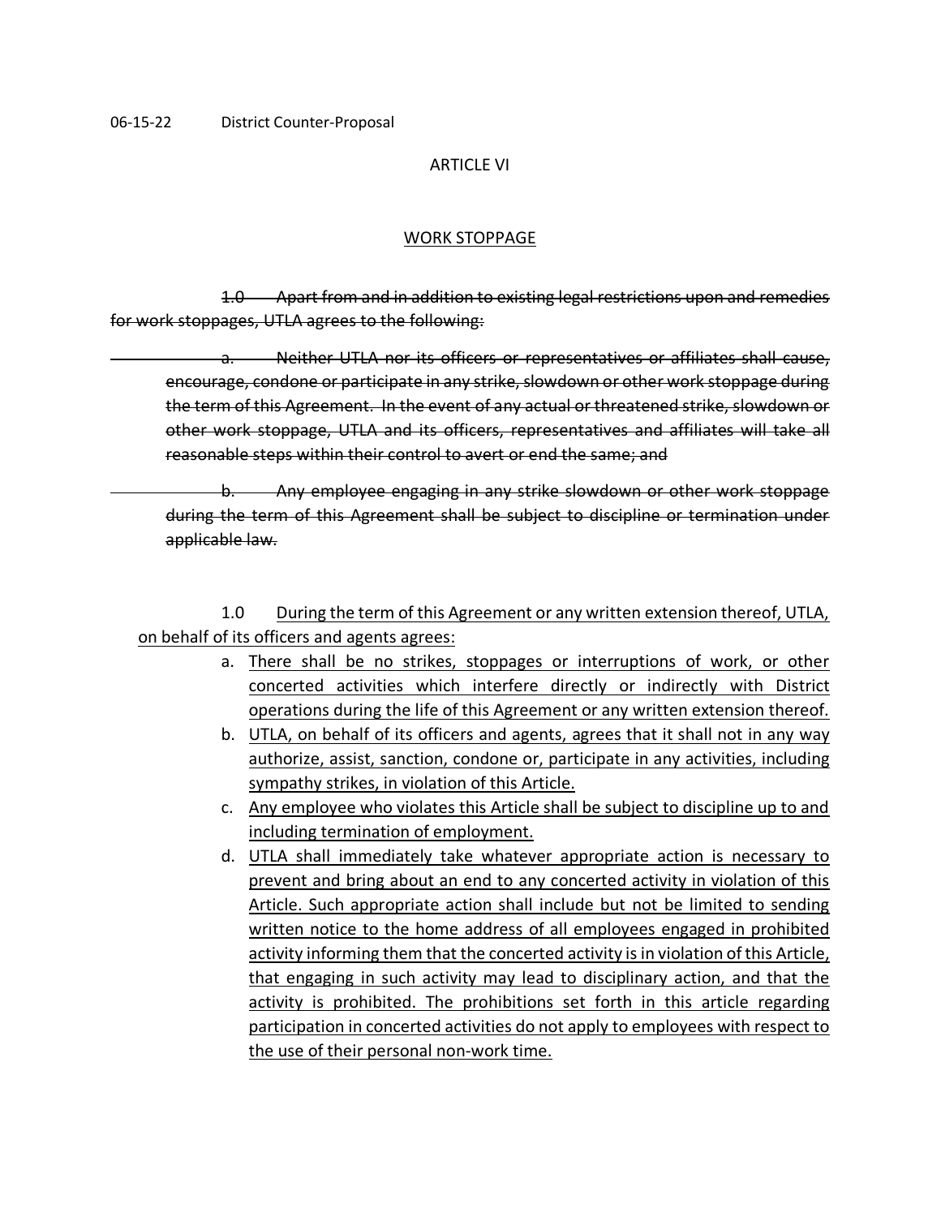06-15-22 District Counter-Proposal

# ARTICLE VI

## WORK STOPPAGE

~~1.0 Apart from and in addition to existing legal restrictions upon and remedies for work stoppages, UTLA agrees to the following:~~

~~a. Neither UTLA nor its officers or representatives or affiliates shall cause, encourage, condone or participate in any strike, slowdown or other work stoppage during the term of this Agreement. In the event of any actual or threatened strike, slowdown or other work stoppage, UTLA and its officers, representatives and affiliates will take all reasonable steps within their control to avert or end the same; and~~

~~b. Any employee engaging in any strike slowdown or other work stoppage during the term of this Agreement shall be subject to discipline or termination under applicable law.~~

1.0 <u>During the term of this Agreement or any written extension thereof, UTLA, on behalf of its officers and agents agrees:</u>

a. <u>There shall be no strikes, stoppages or interruptions of work, or other concerted activities which interfere directly or indirectly with District operations during the life of this Agreement or any written extension thereof.</u>

b. <u>UTLA, on behalf of its officers and agents, agrees that it shall not in any way authorize, assist, sanction, condone or, participate in any activities, including sympathy strikes, in violation of this Article.</u>

c. <u>Any employee who violates this Article shall be subject to discipline up to and including termination of employment.</u>

d. <u>UTLA shall immediately take whatever appropriate action is necessary to prevent and bring about an end to any concerted activity in violation of this Article. Such appropriate action shall include but not be limited to sending written notice to the home address of all employees engaged in prohibited activity informing them that the concerted activity is in violation of this Article, that engaging in such activity may lead to disciplinary action, and that the activity is prohibited. The prohibitions set forth in this article regarding participation in concerted activities do not apply to employees with respect to the use of their personal non-work time.</u>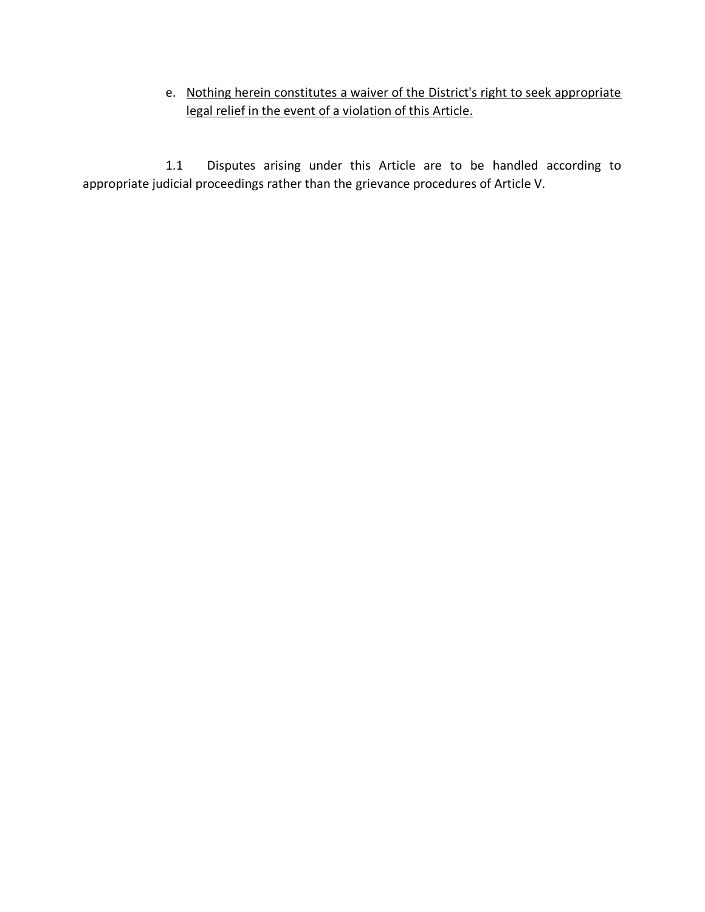e. <u>Nothing herein constitutes a waiver of the District's right to seek appropriate legal relief in the event of a violation of this Article.</u>

1.1 Disputes arising under this Article are to be handled according to appropriate judicial proceedings rather than the grievance procedures of Article V.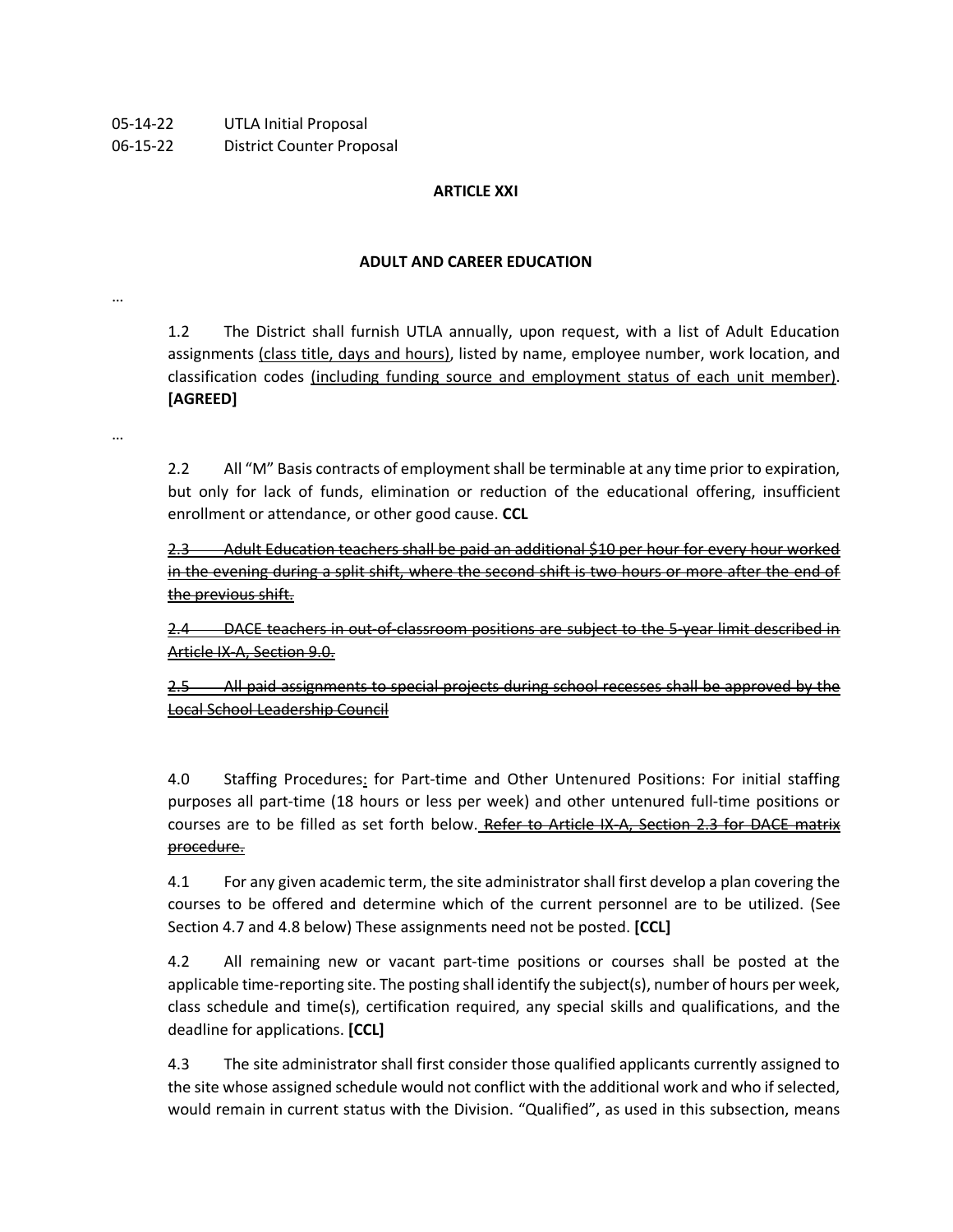05-14-22 UTLA Initial Proposal
06-15-22 District Counter Proposal

**ARTICLE XXI**

**ADULT AND CAREER EDUCATION**

…

1.2 The District shall furnish UTLA annually, upon request, with a list of Adult Education assignments <u>(class title, days and hours)</u>, listed by name, employee number, work location, and classification codes <u>(including funding source and employment status of each unit member)</u>. **[AGREED]**

…

2.2 All "M" Basis contracts of employment shall be terminable at any time prior to expiration, but only for lack of funds, elimination or reduction of the educational offering, insufficient enrollment or attendance, or other good cause. **CCL**

~~<u>2.3 Adult Education teachers shall be paid an additional $10 per hour for every hour worked in the evening during a split shift, where the second shift is two hours or more after the end of the previous shift.</u>~~

~~<u>2.4 DACE teachers in out-of-classroom positions are subject to the 5-year limit described in Article IX-A, Section 9.0.</u>~~

~~<u>2.5 All paid assignments to special projects during school recesses shall be approved by the Local School Leadership Council</u>~~

4.0 Staffing Procedures<u>:</u> for Part-time and Other Untenured Positions: For initial staffing purposes all part-time (18 hours or less per week) and other untenured full-time positions or courses are to be filled as set forth below.~~<u> Refer to Article IX-A, Section 2.3 for DACE matrix procedure.</u>~~

4.1 For any given academic term, the site administrator shall first develop a plan covering the courses to be offered and determine which of the current personnel are to be utilized. (See Section 4.7 and 4.8 below) These assignments need not be posted. **[CCL]**

4.2 All remaining new or vacant part-time positions or courses shall be posted at the applicable time-reporting site. The posting shall identify the subject(s), number of hours per week, class schedule and time(s), certification required, any special skills and qualifications, and the deadline for applications. **[CCL]**

4.3 The site administrator shall first consider those qualified applicants currently assigned to the site whose assigned schedule would not conflict with the additional work and who if selected, would remain in current status with the Division. "Qualified", as used in this subsection, means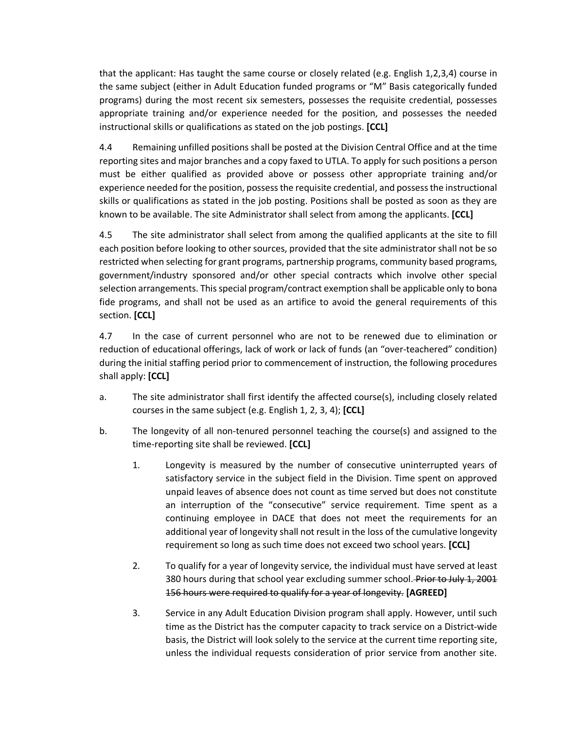that the applicant: Has taught the same course or closely related (e.g. English 1,2,3,4) course in the same subject (either in Adult Education funded programs or "M" Basis categorically funded programs) during the most recent six semesters, possesses the requisite credential, possesses appropriate training and/or experience needed for the position, and possesses the needed instructional skills or qualifications as stated on the job postings. **[CCL]**

4.4 Remaining unfilled positions shall be posted at the Division Central Office and at the time reporting sites and major branches and a copy faxed to UTLA. To apply for such positions a person must be either qualified as provided above or possess other appropriate training and/or experience needed for the position, possess the requisite credential, and possess the instructional skills or qualifications as stated in the job posting. Positions shall be posted as soon as they are known to be available. The site Administrator shall select from among the applicants. **[CCL]**

4.5 The site administrator shall select from among the qualified applicants at the site to fill each position before looking to other sources, provided that the site administrator shall not be so restricted when selecting for grant programs, partnership programs, community based programs, government/industry sponsored and/or other special contracts which involve other special selection arrangements. This special program/contract exemption shall be applicable only to bona fide programs, and shall not be used as an artifice to avoid the general requirements of this section. **[CCL]**

4.7 In the case of current personnel who are not to be renewed due to elimination or reduction of educational offerings, lack of work or lack of funds (an "over-teachered" condition) during the initial staffing period prior to commencement of instruction, the following procedures shall apply: **[CCL]**

a. The site administrator shall first identify the affected course(s), including closely related courses in the same subject (e.g. English 1, 2, 3, 4); **[CCL]**

b. The longevity of all non-tenured personnel teaching the course(s) and assigned to the time-reporting site shall be reviewed. **[CCL]**

   1. Longevity is measured by the number of consecutive uninterrupted years of satisfactory service in the subject field in the Division. Time spent on approved unpaid leaves of absence does not count as time served but does not constitute an interruption of the "consecutive" service requirement. Time spent as a continuing employee in DACE that does not meet the requirements for an additional year of longevity shall not result in the loss of the cumulative longevity requirement so long as such time does not exceed two school years. **[CCL]**

   2. To qualify for a year of longevity service, the individual must have served at least 380 hours during that school year excluding summer school. ~~Prior to July 1, 2001 156 hours were required to qualify for a year of longevity.~~ **[AGREED]**

   3. Service in any Adult Education Division program shall apply. However, until such time as the District has the computer capacity to track service on a District-wide basis, the District will look solely to the service at the current time reporting site, unless the individual requests consideration of prior service from another site.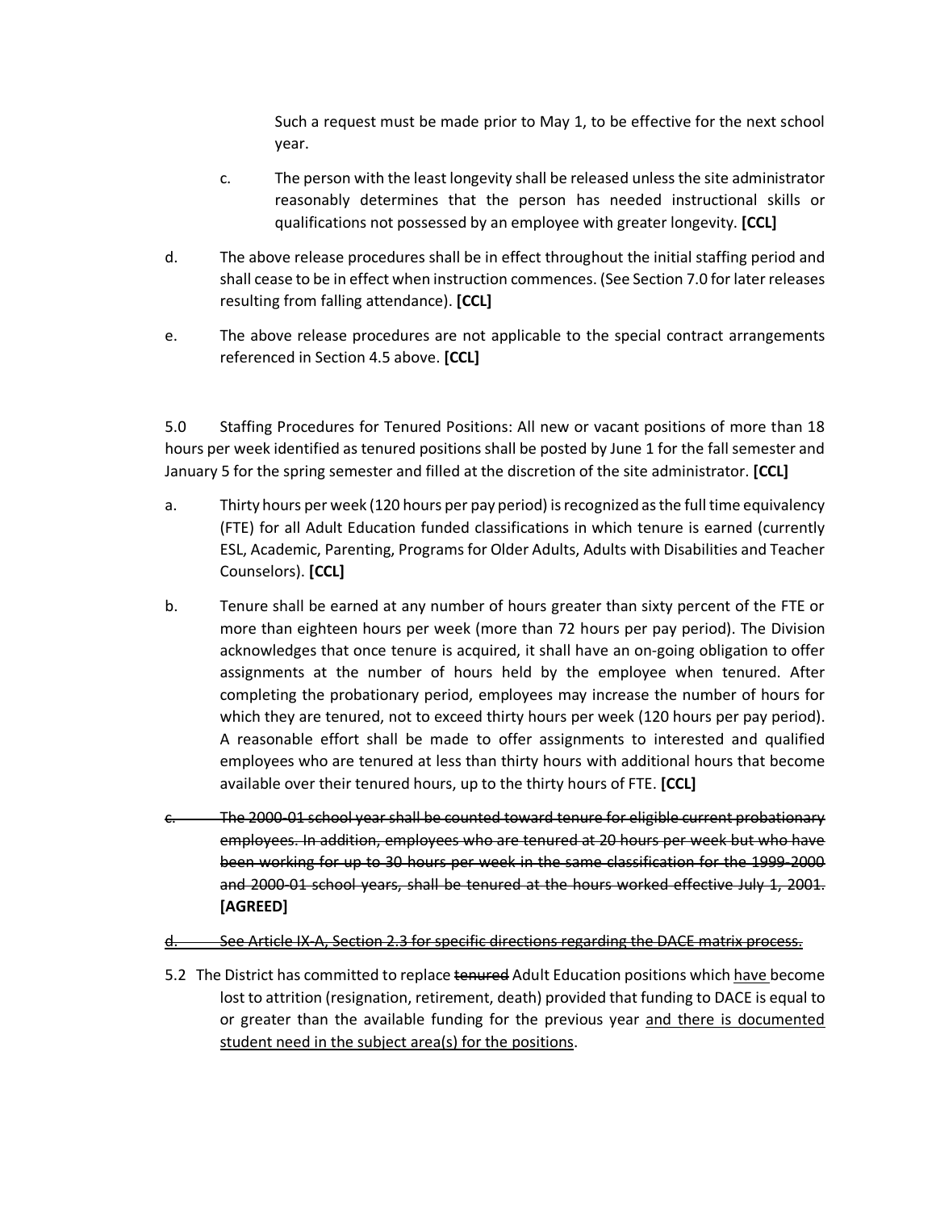Such a request must be made prior to May 1, to be effective for the next school year.

c. The person with the least longevity shall be released unless the site administrator reasonably determines that the person has needed instructional skills or qualifications not possessed by an employee with greater longevity. **[CCL]**

d. The above release procedures shall be in effect throughout the initial staffing period and shall cease to be in effect when instruction commences. (See Section 7.0 for later releases resulting from falling attendance). **[CCL]**

e. The above release procedures are not applicable to the special contract arrangements referenced in Section 4.5 above. **[CCL]**

5.0 Staffing Procedures for Tenured Positions: All new or vacant positions of more than 18 hours per week identified as tenured positions shall be posted by June 1 for the fall semester and January 5 for the spring semester and filled at the discretion of the site administrator. **[CCL]**

a. Thirty hours per week (120 hours per pay period) is recognized as the full time equivalency (FTE) for all Adult Education funded classifications in which tenure is earned (currently ESL, Academic, Parenting, Programs for Older Adults, Adults with Disabilities and Teacher Counselors). **[CCL]**

b. Tenure shall be earned at any number of hours greater than sixty percent of the FTE or more than eighteen hours per week (more than 72 hours per pay period). The Division acknowledges that once tenure is acquired, it shall have an on-going obligation to offer assignments at the number of hours held by the employee when tenured. After completing the probationary period, employees may increase the number of hours for which they are tenured, not to exceed thirty hours per week (120 hours per pay period). A reasonable effort shall be made to offer assignments to interested and qualified employees who are tenured at less than thirty hours with additional hours that become available over their tenured hours, up to the thirty hours of FTE. **[CCL]**

~~c. The 2000-01 school year shall be counted toward tenure for eligible current probationary employees. In addition, employees who are tenured at 20 hours per week but who have been working for up to 30 hours per week in the same classification for the 1999-2000 and 2000-01 school years, shall be tenured at the hours worked effective July 1, 2001.~~ **[AGREED]**

~~d. See Article IX-A, Section 2.3 for specific directions regarding the DACE matrix process.~~

5.2 The District has committed to replace ~~tenured~~ Adult Education positions which <u>have</u> become lost to attrition (resignation, retirement, death) provided that funding to DACE is equal to or greater than the available funding for the previous year <u>and there is documented student need in the subject area(s) for the positions</u>.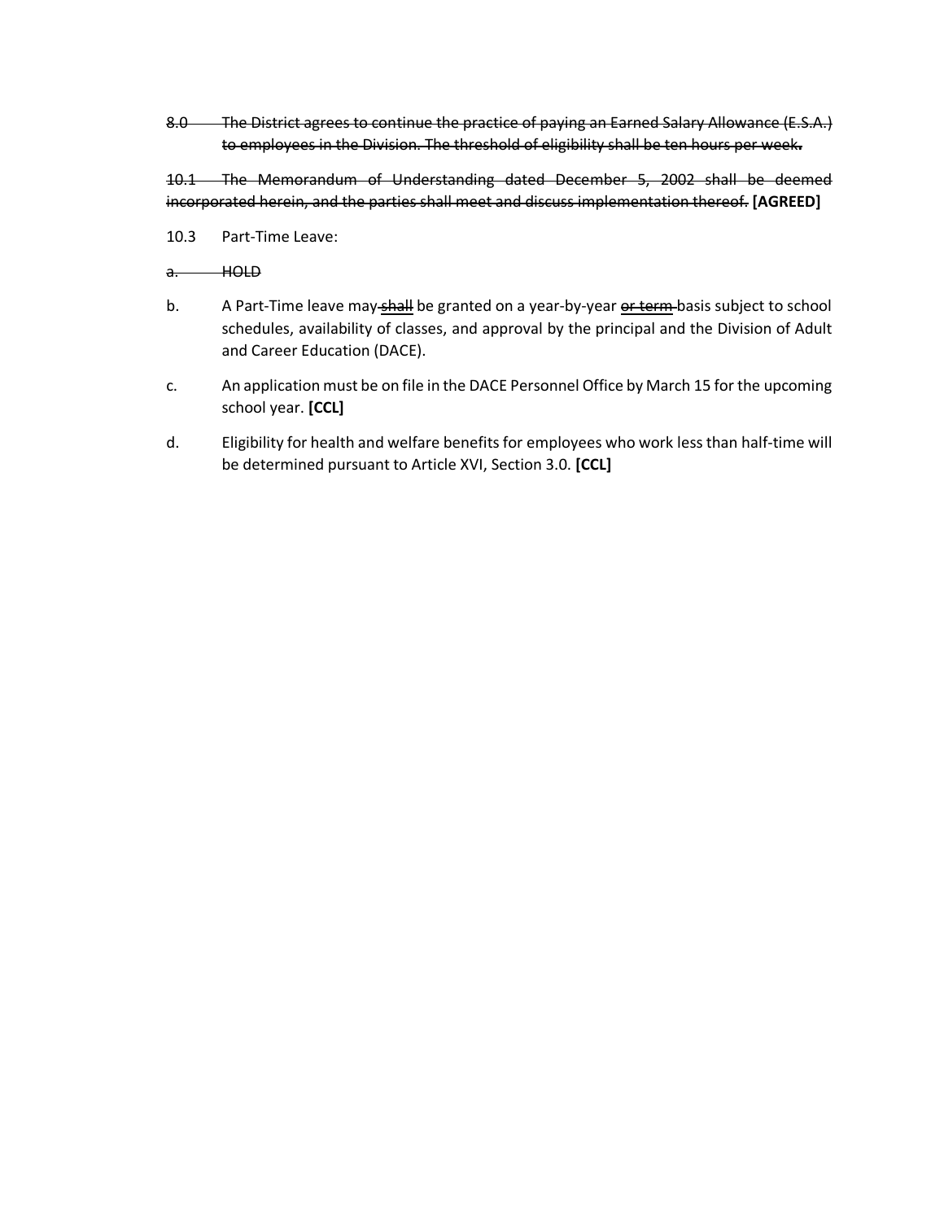~~8.0 The District agrees to continue the practice of paying an Earned Salary Allowance (E.S.A.) to employees in the Division. The threshold of eligibility shall be ten hours per week.~~

~~10.1 The Memorandum of Understanding dated December 5, 2002 shall be deemed incorporated herein, and the parties shall meet and discuss implementation thereof.~~ **[AGREED]**

10.3 Part-Time Leave:

~~a. HOLD~~

b. A Part-Time leave may ~~shall~~ be granted on a year-by-year ~~or term~~ basis subject to school schedules, availability of classes, and approval by the principal and the Division of Adult and Career Education (DACE).

c. An application must be on file in the DACE Personnel Office by March 15 for the upcoming school year. **[CCL]**

d. Eligibility for health and welfare benefits for employees who work less than half-time will be determined pursuant to Article XVI, Section 3.0. **[CCL]**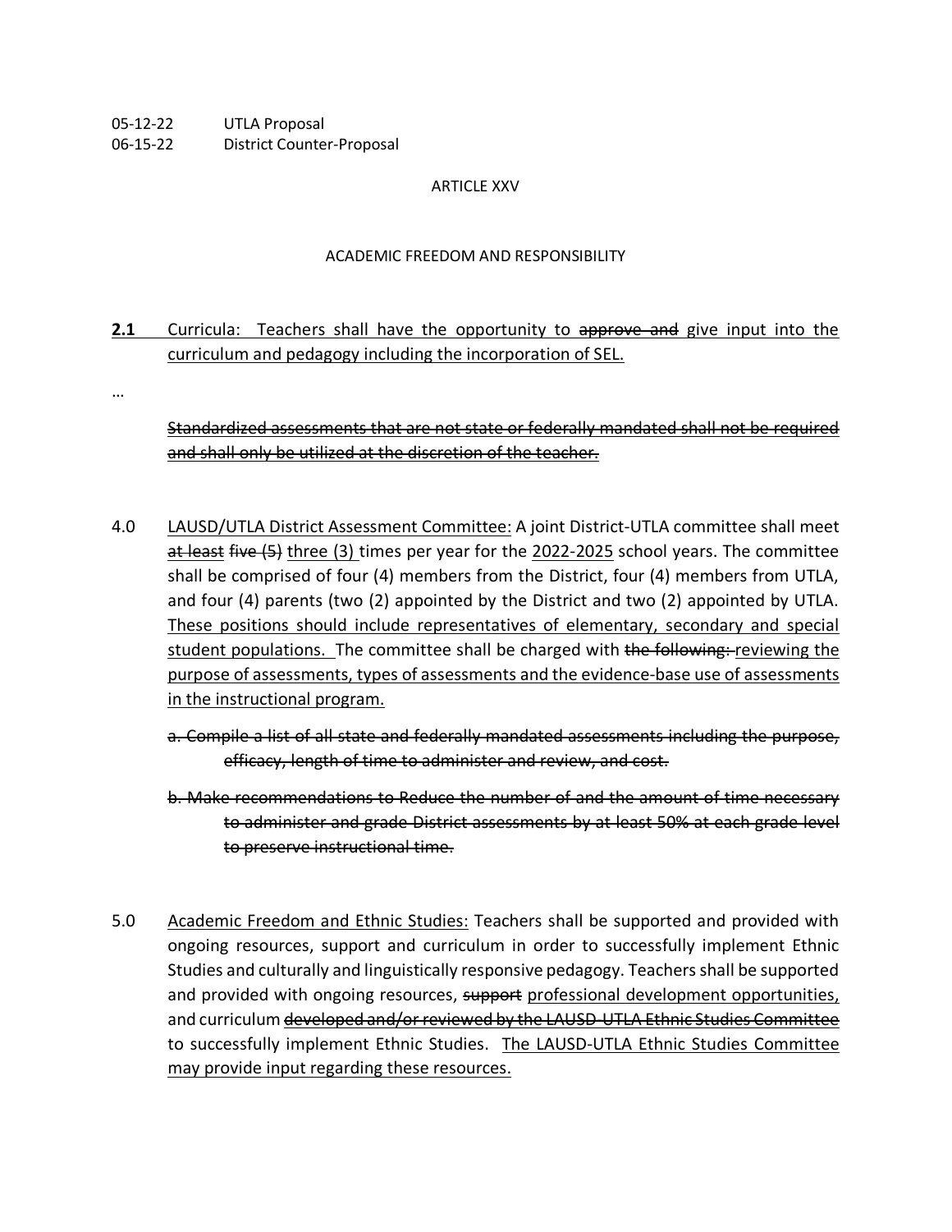05-12-22 UTLA Proposal
06-15-22 District Counter-Proposal

ARTICLE XXV

ACADEMIC FREEDOM AND RESPONSIBILITY

**2.1** Curricula: Teachers shall have the opportunity to ~~approve and~~ give input into the <u>curriculum and pedagogy including the incorporation of SEL.</u>

…

~~Standardized assessments that are not state or federally mandated shall not be required and shall only be utilized at the discretion of the teacher.~~

4.0 <u>LAUSD/UTLA District Assessment Committee:</u> A joint District-UTLA committee shall meet ~~at least~~ ~~five (5)~~ <u>three (3)</u> times per year for the <u>2022-2025</u> school years. The committee shall be comprised of four (4) members from the District, four (4) members from UTLA, and four (4) parents (two (2) appointed by the District and two (2) appointed by UTLA. <u>These positions should include representatives of elementary, secondary and special student populations.</u> The committee shall be charged with ~~the following:~~ <u>reviewing the purpose of assessments, types of assessments and the evidence-base use of assessments in the instructional program.</u>

~~a. Compile a list of all state and federally mandated assessments including the purpose, efficacy, length of time to administer and review, and cost.~~

~~b. Make recommendations to Reduce the number of and the amount of time necessary to administer and grade District assessments by at least 50% at each grade level to preserve instructional time.~~

5.0 <u>Academic Freedom and Ethnic Studies:</u> Teachers shall be supported and provided with ongoing resources, support and curriculum in order to successfully implement Ethnic Studies and culturally and linguistically responsive pedagogy. Teachers shall be supported and provided with ongoing resources, ~~support~~ <u>professional development opportunities,</u> and curriculum ~~developed and/or reviewed by the LAUSD-UTLA Ethnic Studies Committee~~ to successfully implement Ethnic Studies. <u>The LAUSD-UTLA Ethnic Studies Committee may provide input regarding these resources.</u>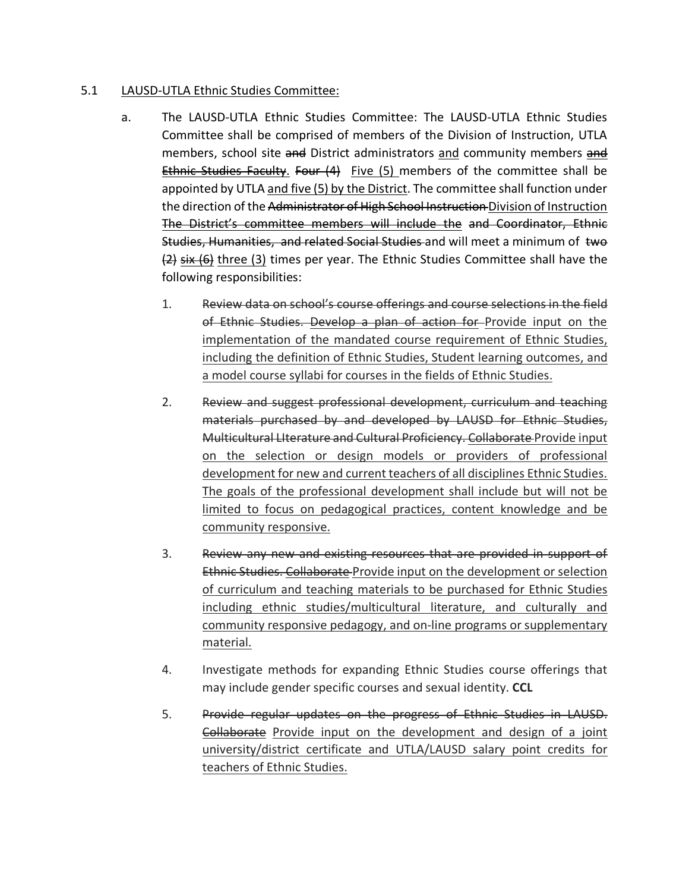5.1 <u>LAUSD-UTLA Ethnic Studies Committee:</u>

a. The LAUSD-UTLA Ethnic Studies Committee: The LAUSD-UTLA Ethnic Studies Committee shall be comprised of members of the Division of Instruction, UTLA members, school site ~~and~~ District administrators <u>and</u> community members ~~and Ethnic Studies Faculty~~. ~~Four (4)~~ <u>Five (5)</u> members of the committee shall be appointed by UTLA <u>and five (5) by the District</u>. The committee shall function under the direction of the ~~Administrator of High School Instruction~~ <u>Division of Instruction</u> ~~<u>The District's committee members will include the</u>~~ ~~and Coordinator, Ethnic Studies, Humanities, and related Social Studies~~ and will meet a minimum of ~~two (2)~~ ~~<u>six (6)</u>~~ <u>three (3)</u> times per year. The Ethnic Studies Committee shall have the following responsibilities:

1. ~~Review data on school's course offerings and course selections in the field of Ethnic Studies.~~ ~~<u>Develop a plan of action for</u>~~ <u>Provide input on the implementation of the mandated course requirement of Ethnic Studies, including the definition of Ethnic Studies, Student learning outcomes, and a model course syllabi for courses in the fields of Ethnic Studies.</u>

2. ~~Review and suggest professional development, curriculum and teaching materials purchased by and developed by LAUSD for Ethnic Studies, Multicultural LIterature and Cultural Proficiency.~~ ~~<u>Collaborate</u>~~ <u>Provide input on the selection or design models or providers of professional development for new and current teachers of all disciplines Ethnic Studies. The goals of the professional development shall include but will not be limited to focus on pedagogical practices, content knowledge and be community responsive.</u>

3. ~~Review any new and existing resources that are provided in support of Ethnic Studies.~~ ~~<u>Collaborate</u>~~ <u>Provide input on the development or selection of curriculum and teaching materials to be purchased for Ethnic Studies including ethnic studies/multicultural literature, and culturally and community responsive pedagogy, and on-line programs or supplementary material.</u>

4. Investigate methods for expanding Ethnic Studies course offerings that may include gender specific courses and sexual identity. **CCL**

5. ~~Provide regular updates on the progress of Ethnic Studies in LAUSD.~~ ~~<u>Collaborate</u>~~ <u>Provide input on the development and design of a joint university/district certificate and UTLA/LAUSD salary point credits for teachers of Ethnic Studies.</u>